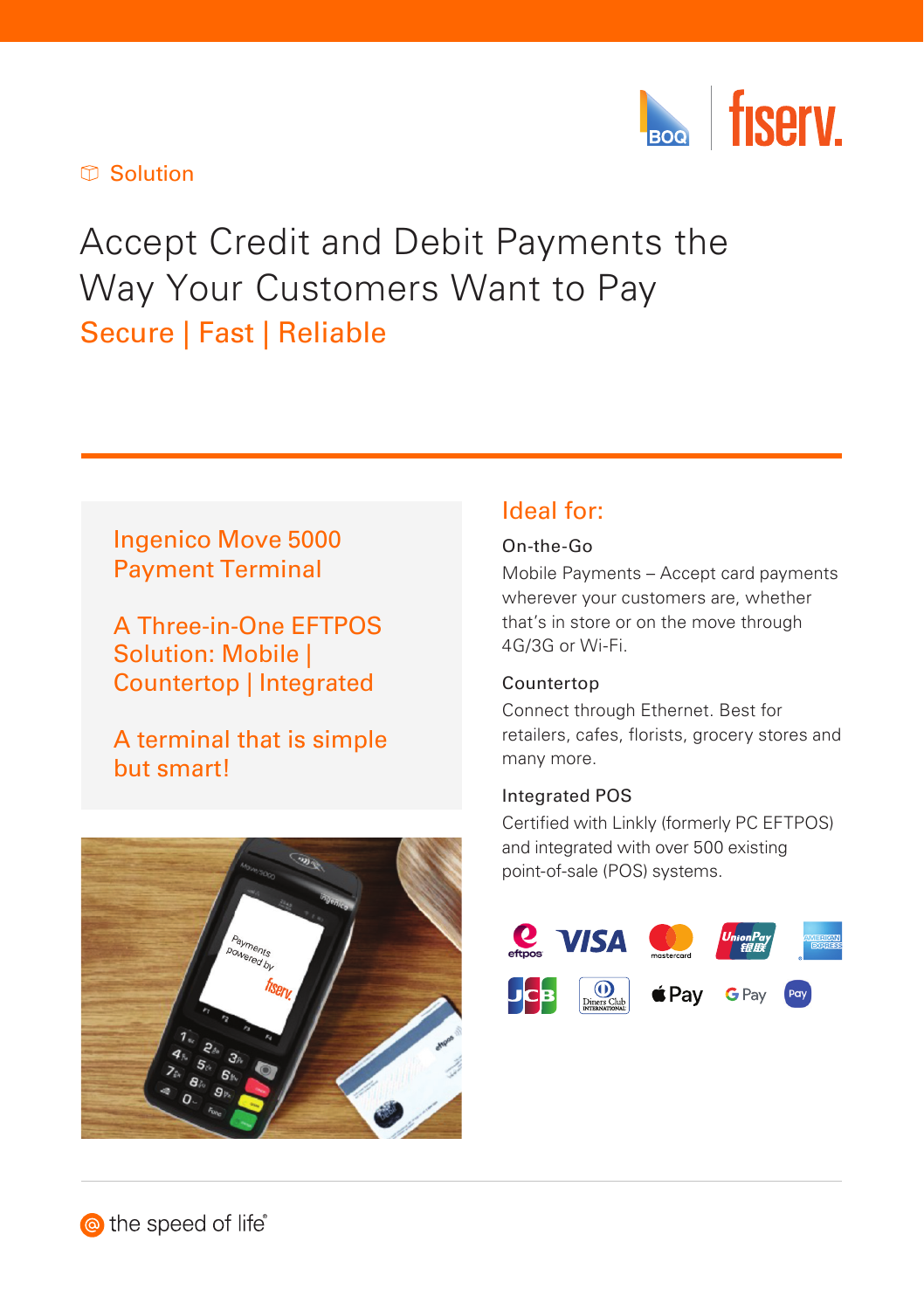Solution

# Accept Credit and Debit Payments the Way Your Customers Want to Pay

## Secure | Fast | Reliable

### Ingenico Move 5000 Payment Terminal

### A Three-in-One EFTPOS Solution: Mobile | Countertop | Integrated

### A terminal that is simple but smart!

## Ideal for:

**On-the-Go**

Mobile Payments – Accept card payments wherever your customers are, whether that's in store or on the move through 4G/3G or Wi-Fi.

**Countertop**

Connect through Ethernet. Best for retailers, cafes, florists, grocery stores and many more.

**Integrated POS**

Certified with Linkly (formerly PC EFTPOS) and integrated with over 500 existing point-of-sale (POS) systems.

the speed of life®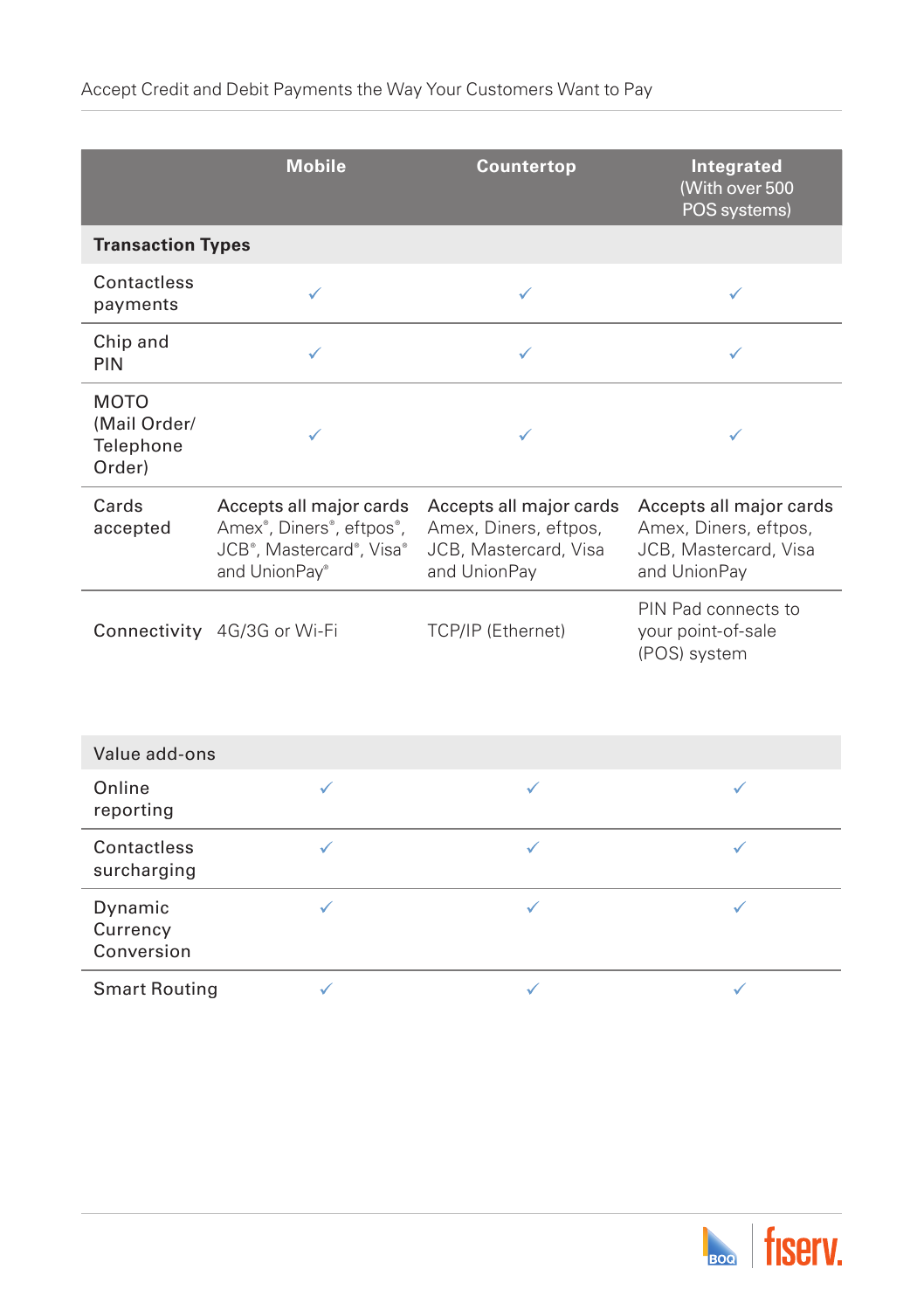| | Mobile | Countertop | Integrated (With over 500 POS systems) |
|---|---|---|---|
| **Transaction Types** | | | |
| Contactless payments | ✓ | ✓ | ✓ |
| Chip and PIN | ✓ | ✓ | ✓ |
| MOTO (Mail Order/ Telephone Order) | ✓ | ✓ | ✓ |
| Cards accepted | Accepts all major cards Amex®, Diners®, eftpos®, JCB®, Mastercard®, Visa® and UnionPay® | Accepts all major cards Amex, Diners, eftpos, JCB, Mastercard, Visa and UnionPay | Accepts all major cards Amex, Diners, eftpos, JCB, Mastercard, Visa and UnionPay |
| Connectivity | 4G/3G or Wi-Fi | TCP/IP (Ethernet) | PIN Pad connects to your point-of-sale (POS) system |
| Value add-ons | | | |
| Online reporting | ✓ | ✓ | ✓ |
| Contactless surcharging | ✓ | ✓ | ✓ |
| Dynamic Currency Conversion | ✓ | ✓ | ✓ |
| Smart Routing | ✓ | ✓ | ✓ |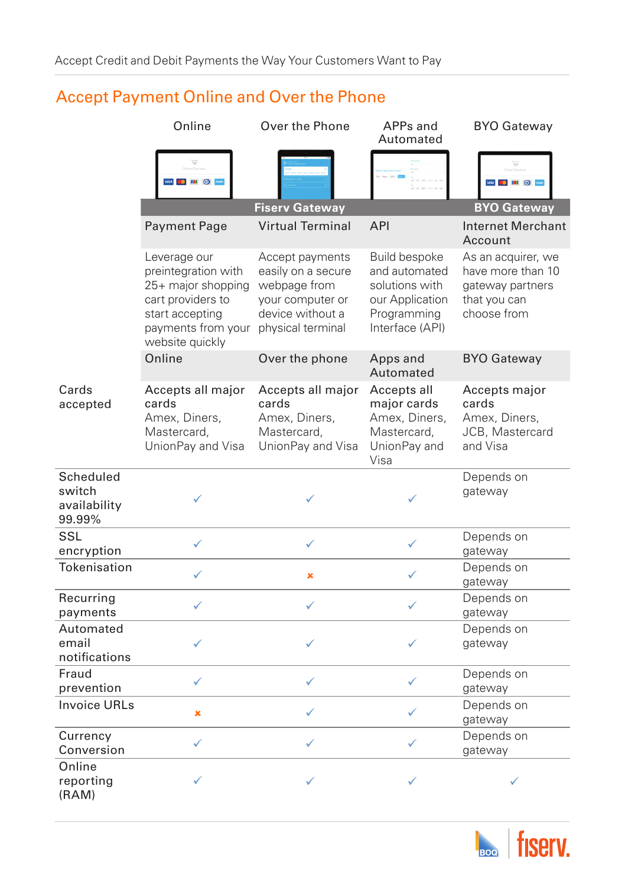## Accept Payment Online and Over the Phone

| | Online | Over the Phone | APPs and Automated | BYO Gateway |
|---|---|---|---|---|
| | Fiserv Gateway | | | BYO Gateway |
| | Payment Page | Virtual Terminal | API | Internet Merchant Account |
| | Leverage our preintegration with 25+ major shopping cart providers to start accepting payments from your website quickly | Accept payments easily on a secure webpage from your computer or device without a physical terminal | Build bespoke and automated solutions with our Application Programming Interface (API) | As an acquirer, we have more than 10 gateway partners that you can choose from |
| | Online | Over the phone | Apps and Automated | BYO Gateway |
| Cards accepted | Accepts all major cards Amex, Diners, Mastercard, UnionPay and Visa | Accepts all major cards Amex, Diners, Mastercard, UnionPay and Visa | Accepts all major cards Amex, Diners, Mastercard, UnionPay and Visa | Accepts major cards Amex, Diners, JCB, Mastercard and Visa |
| Scheduled switch availability 99.99% | ✓ | ✓ | ✓ | Depends on gateway |
| SSL encryption | ✓ | ✓ | ✓ | Depends on gateway |
| Tokenisation | ✓ | ✗ | ✓ | Depends on gateway |
| Recurring payments | ✓ | ✓ | ✓ | Depends on gateway |
| Automated email notifications | ✓ | ✓ | ✓ | Depends on gateway |
| Fraud prevention | ✓ | ✓ | ✓ | Depends on gateway |
| Invoice URLs | ✗ | ✓ | ✓ | Depends on gateway |
| Currency Conversion | ✓ | ✓ | ✓ | Depends on gateway |
| Online reporting (RAM) | ✓ | ✓ | ✓ | ✓ |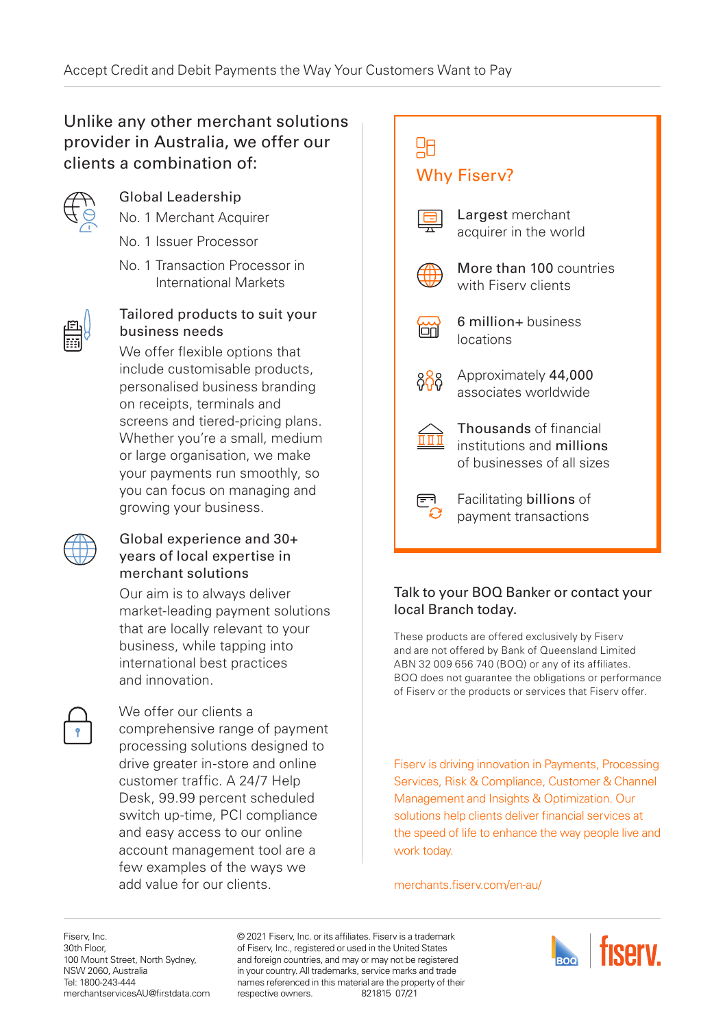Unlike any other merchant solutions provider in Australia, we offer our clients a combination of:

### Global Leadership

No. 1 Merchant Acquirer

No. 1 Issuer Processor

No. 1 Transaction Processor in International Markets

### Tailored products to suit your business needs

We offer flexible options that include customisable products, personalised business branding on receipts, terminals and screens and tiered-pricing plans. Whether you're a small, medium or large organisation, we make your payments run smoothly, so you can focus on managing and growing your business.

### Global experience and 30+ years of local expertise in merchant solutions

Our aim is to always deliver market-leading payment solutions that are locally relevant to your business, while tapping into international best practices and innovation.

We offer our clients a comprehensive range of payment processing solutions designed to drive greater in-store and online customer traffic. A 24/7 Help Desk, 99.99 percent scheduled switch up-time, PCI compliance and easy access to our online account management tool are a few examples of the ways we add value for our clients.

## Why Fiserv?

- **Largest** merchant acquirer in the world
- More than **100** countries with Fiserv clients
- **6 million+** business locations
- Approximately **44,000** associates worldwide
- **Thousands** of financial institutions and **millions** of businesses of all sizes
- Facilitating **billions** of payment transactions

Talk to your BOQ Banker or contact your local Branch today.

These products are offered exclusively by Fiserv and are not offered by Bank of Queensland Limited ABN 32 009 656 740 (BOQ) or any of its affiliates. BOQ does not guarantee the obligations or performance of Fiserv or the products or services that Fiserv offer.

Fiserv is driving innovation in Payments, Processing Services, Risk & Compliance, Customer & Channel Management and Insights & Optimization. Our solutions help clients deliver financial services at the speed of life to enhance the way people live and work today.

merchants.fiserv.com/en-au/

Fiserv, Inc.
30th Floor,
100 Mount Street, North Sydney,
NSW 2060, Australia
Tel: 1800-243-444
merchantservicesAU@firstdata.com

© 2021 Fiserv, Inc. or its affiliates. Fiserv is a trademark of Fiserv, Inc., registered or used in the United States and foreign countries, and may or may not be registered in your country. All trademarks, service marks and trade names referenced in this material are the property of their respective owners. 821815 07/21

BOQ fiserv.